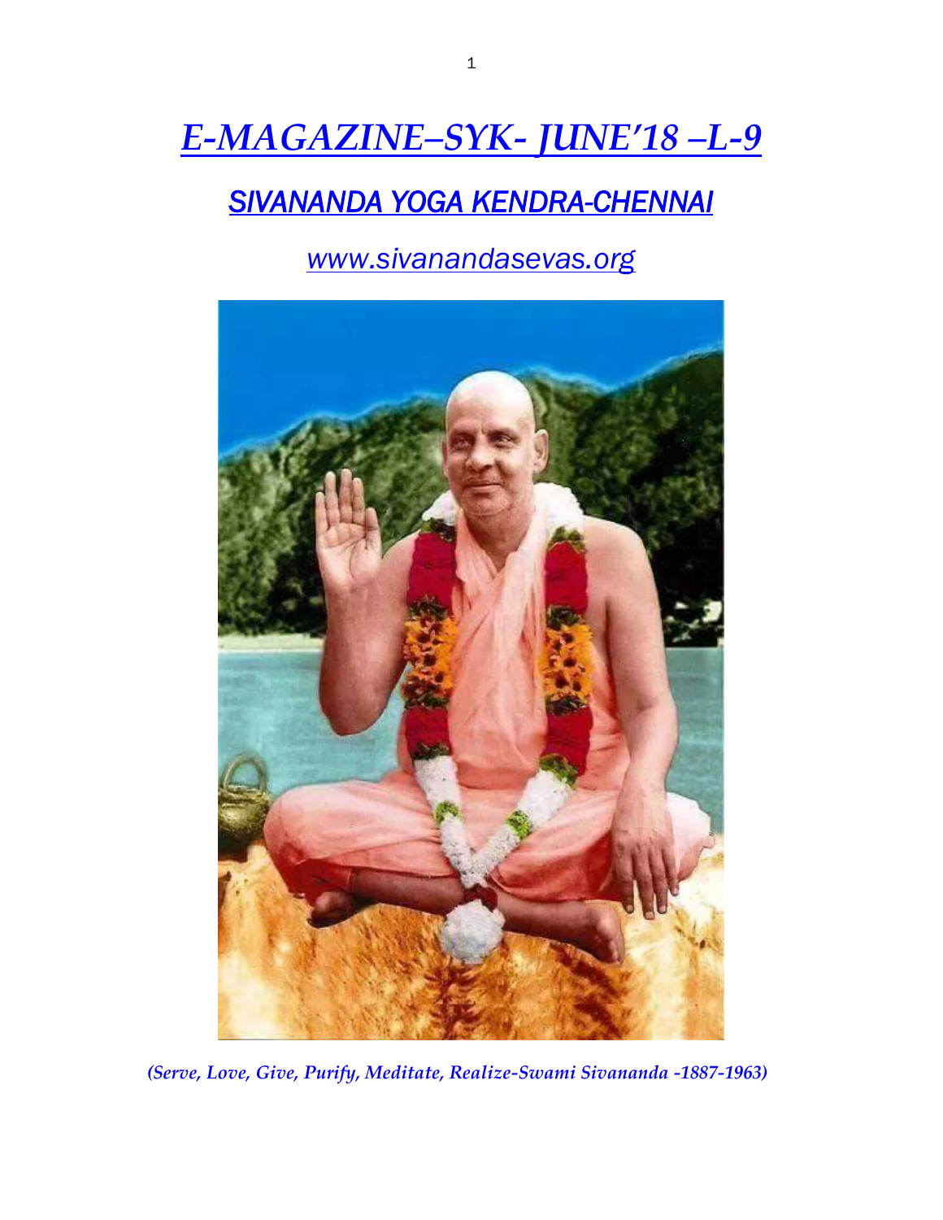# *E-MAGAZINE–SYK- JUNE'18 –L-9*

## *SIVANANDA YOGA KENDRA-CHENNAI*

*www.sivanandasevas.org*

*(Serve, Love, Give, Purify, Meditate, Realize-Swami Sivananda -1887-1963)*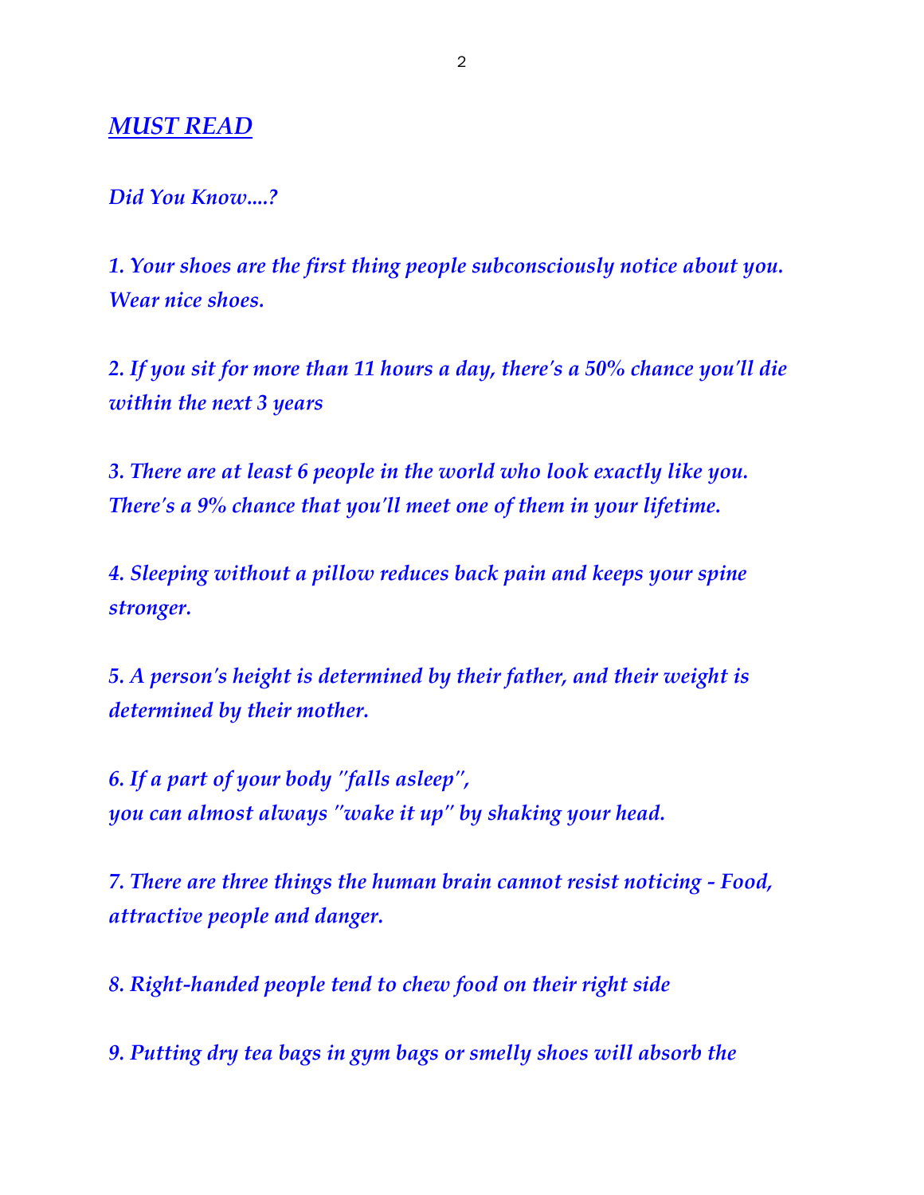## ***MUST READ***

***Did You Know....?***

***1. Your shoes are the first thing people subconsciously notice about you. Wear nice shoes.***

***2. If you sit for more than 11 hours a day, there's a 50% chance you'll die within the next 3 years***

***3. There are at least 6 people in the world who look exactly like you. There's a 9% chance that you'll meet one of them in your lifetime.***

***4. Sleeping without a pillow reduces back pain and keeps your spine stronger.***

***5. A person's height is determined by their father, and their weight is determined by their mother.***

***6. If a part of your body "falls asleep", you can almost always "wake it up" by shaking your head.***

***7. There are three things the human brain cannot resist noticing - Food, attractive people and danger.***

***8. Right-handed people tend to chew food on their right side***

***9. Putting dry tea bags in gym bags or smelly shoes will absorb the***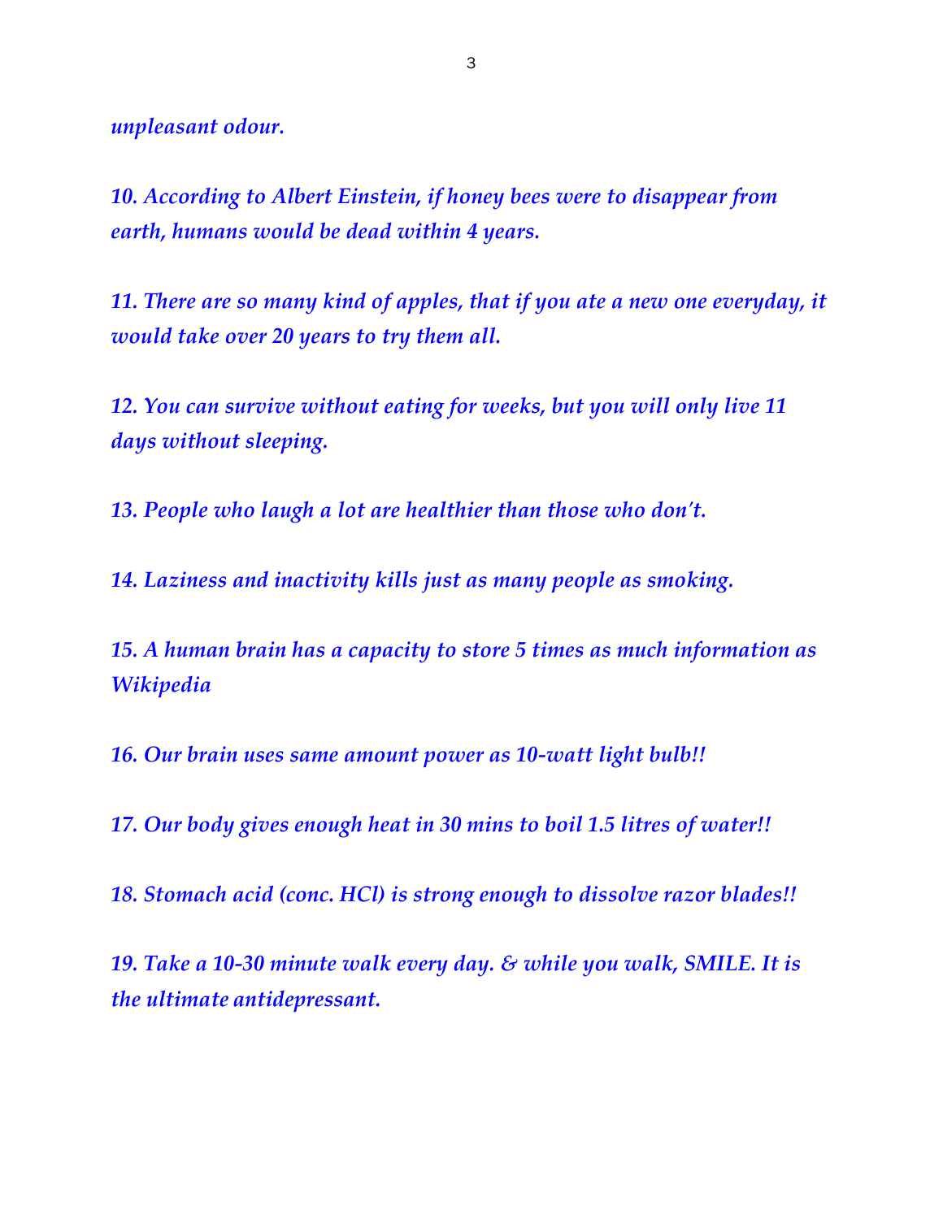*unpleasant odour.*

*10. According to Albert Einstein, if honey bees were to disappear from earth, humans would be dead within 4 years.*

*11. There are so many kind of apples, that if you ate a new one everyday, it would take over 20 years to try them all.*

*12. You can survive without eating for weeks, but you will only live 11 days without sleeping.*

*13. People who laugh a lot are healthier than those who don't.*

*14. Laziness and inactivity kills just as many people as smoking.*

*15. A human brain has a capacity to store 5 times as much information as Wikipedia*

*16. Our brain uses same amount power as 10-watt light bulb!!*

*17. Our body gives enough heat in 30 mins to boil 1.5 litres of water!!*

*18. Stomach acid (conc. HCl) is strong enough to dissolve razor blades!!*

*19. Take a 10-30 minute walk every day. & while you walk, SMILE. It is the ultimate antidepressant.*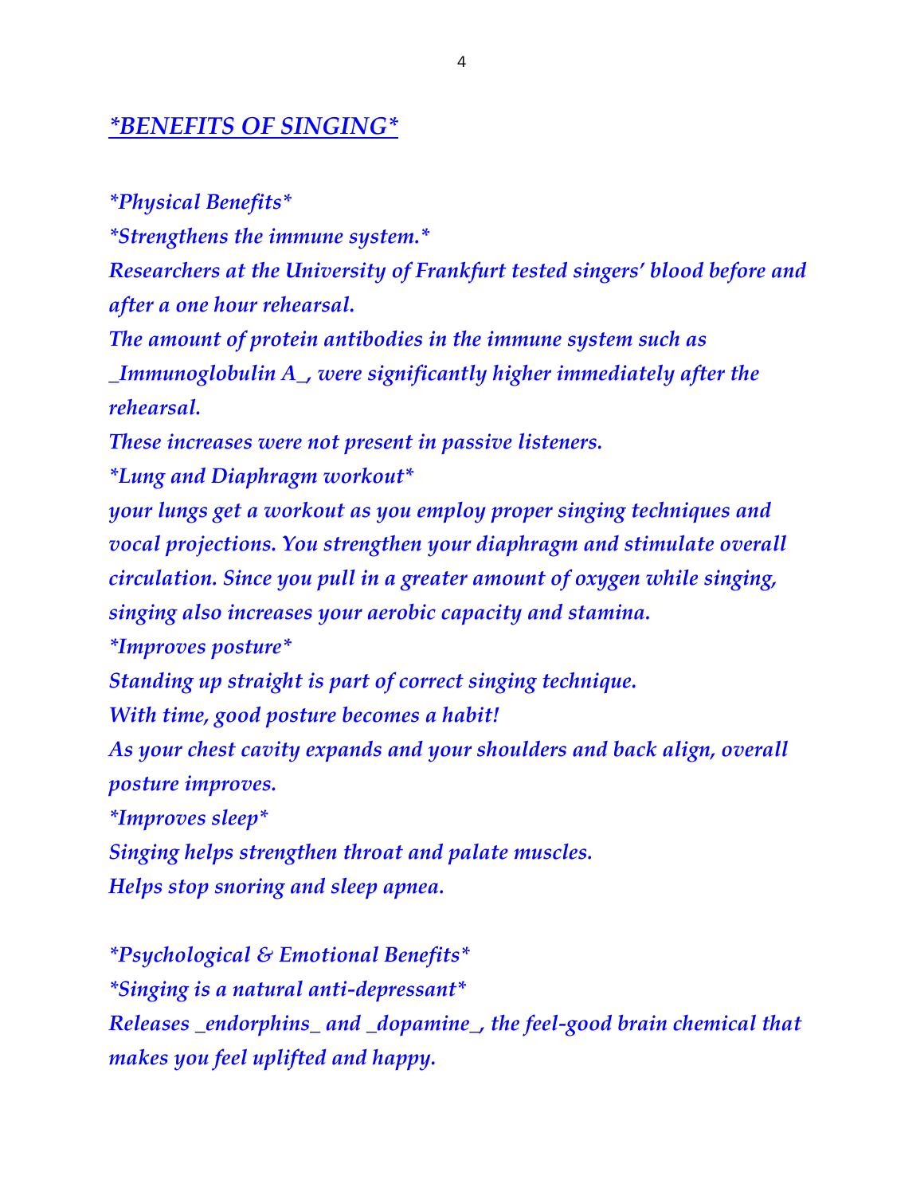## *BENEFITS OF SINGING*

*Physical Benefits*

*Strengthens the immune system.*

*Researchers at the University of Frankfurt tested singers' blood before and after a one hour rehearsal.*

*The amount of protein antibodies in the immune system such as _Immunoglobulin A_, were significantly higher immediately after the rehearsal.*

*These increases were not present in passive listeners.*

*Lung and Diaphragm workout*

*your lungs get a workout as you employ proper singing techniques and vocal projections. You strengthen your diaphragm and stimulate overall circulation. Since you pull in a greater amount of oxygen while singing, singing also increases your aerobic capacity and stamina.*

*Improves posture*

*Standing up straight is part of correct singing technique.*

*With time, good posture becomes a habit!*

*As your chest cavity expands and your shoulders and back align, overall posture improves.*

*Improves sleep*

*Singing helps strengthen throat and palate muscles.*

*Helps stop snoring and sleep apnea.*

*Psychological & Emotional Benefits*

*Singing is a natural anti-depressant*

*Releases _endorphins_ and _dopamine_, the feel-good brain chemical that makes you feel uplifted and happy.*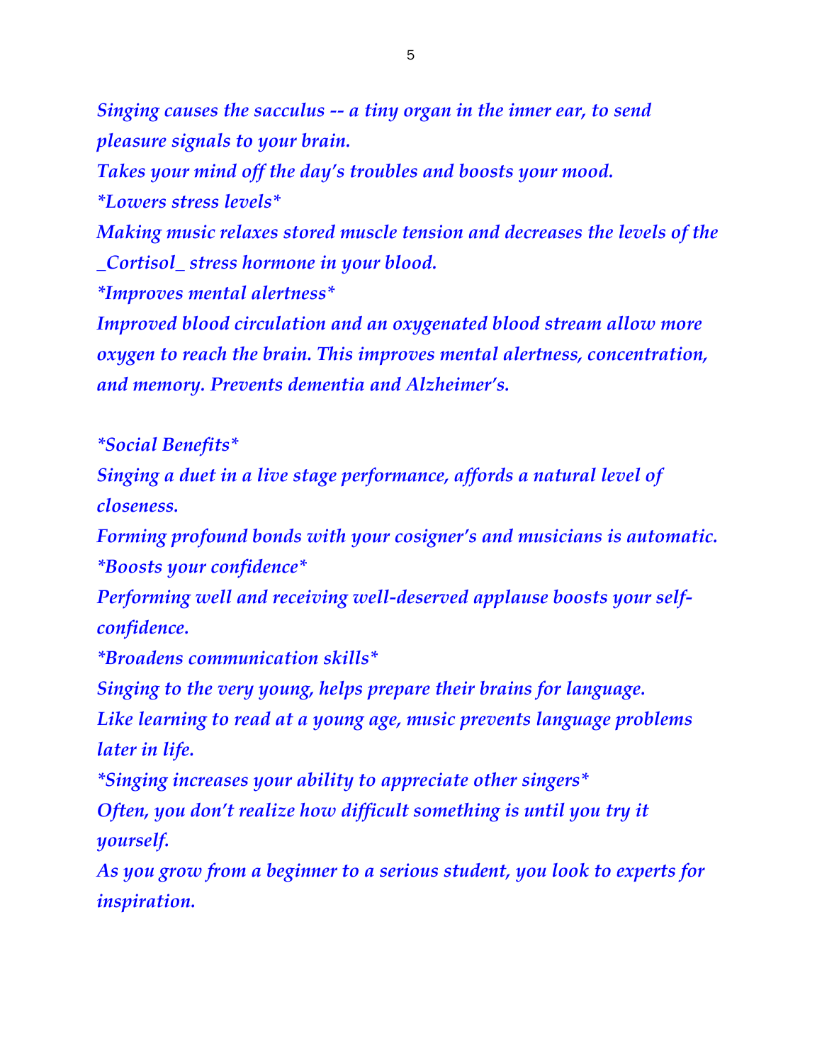*Singing causes the sacculus -- a tiny organ in the inner ear, to send pleasure signals to your brain.*

*Takes your mind off the day's troubles and boosts your mood.*

*Lowers stress levels*

*Making music relaxes stored muscle tension and decreases the levels of the _Cortisol_ stress hormone in your blood.*

*Improves mental alertness*

*Improved blood circulation and an oxygenated blood stream allow more oxygen to reach the brain. This improves mental alertness, concentration, and memory. Prevents dementia and Alzheimer's.*

*Social Benefits*

*Singing a duet in a live stage performance, affords a natural level of closeness.*

*Forming profound bonds with your cosigner's and musicians is automatic.*

*Boosts your confidence*

*Performing well and receiving well-deserved applause boosts your self-confidence.*

*Broadens communication skills*

*Singing to the very young, helps prepare their brains for language.*

*Like learning to read at a young age, music prevents language problems later in life.*

*Singing increases your ability to appreciate other singers*

*Often, you don't realize how difficult something is until you try it yourself.*

*As you grow from a beginner to a serious student, you look to experts for inspiration.*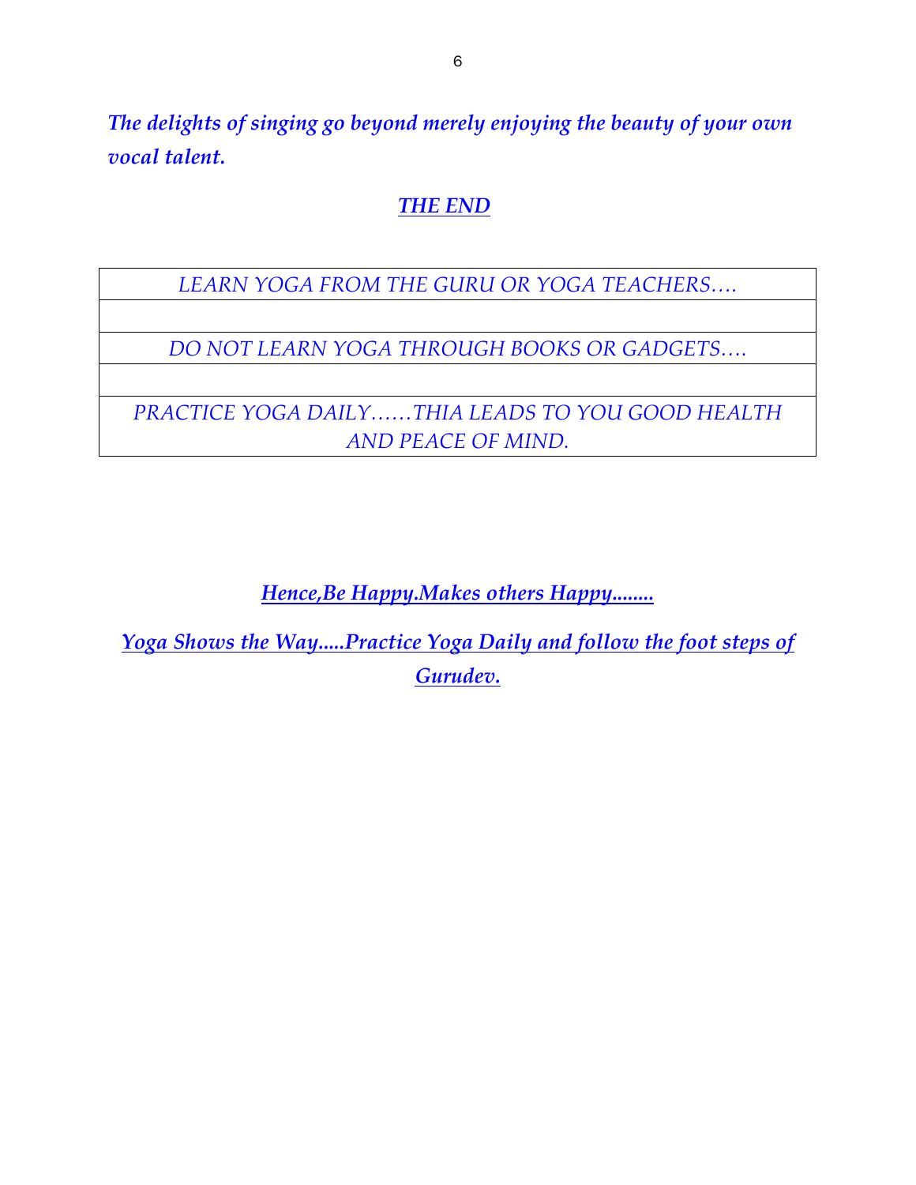***The delights of singing go beyond merely enjoying the beauty of your own vocal talent.***

***THE END***

| *LEARN YOGA FROM THE GURU OR YOGA TEACHERS….* |
|---|
| |
| *DO NOT LEARN YOGA THROUGH BOOKS OR GADGETS….* |
| |
| *PRACTICE YOGA DAILY……THIA LEADS TO YOU GOOD HEALTH AND PEACE OF MIND.* |

***Hence,Be Happy.Makes others Happy........***

***Yoga Shows the Way.....Practice Yoga Daily and follow the foot steps of Gurudev.***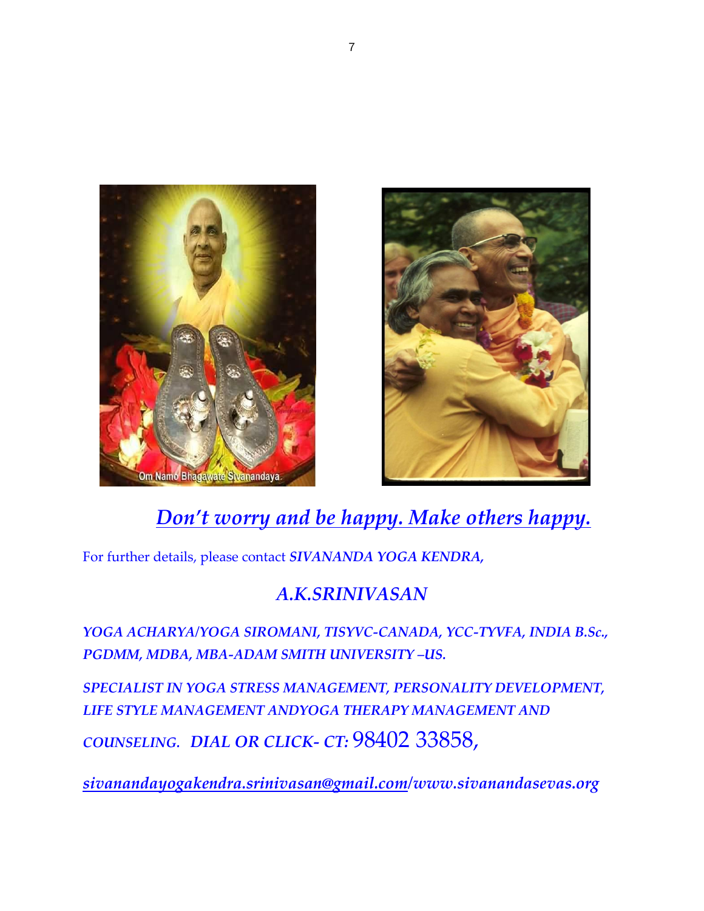## ***Don't worry and be happy. Make others happy.***

For further details, please contact ***SIVANANDA YOGA KENDRA,***

### ***A.K.SRINIVASAN***

***YOGA ACHARYA/YOGA SIROMANI, TISYVC-CANADA, YCC-TYVFA, INDIA B.Sc., PGDMM, MDBA, MBA-ADAM SMITH UNIVERSITY –US.***

***SPECIALIST IN YOGA STRESS MANAGEMENT, PERSONALITY DEVELOPMENT, LIFE STYLE MANAGEMENT ANDYOGA THERAPY MANAGEMENT AND COUNSELING. DIAL OR CLICK- CT:*** 98402 33858,

***sivanandayogakendra.srinivasan@gmail.com/www.sivanandasevas.org***